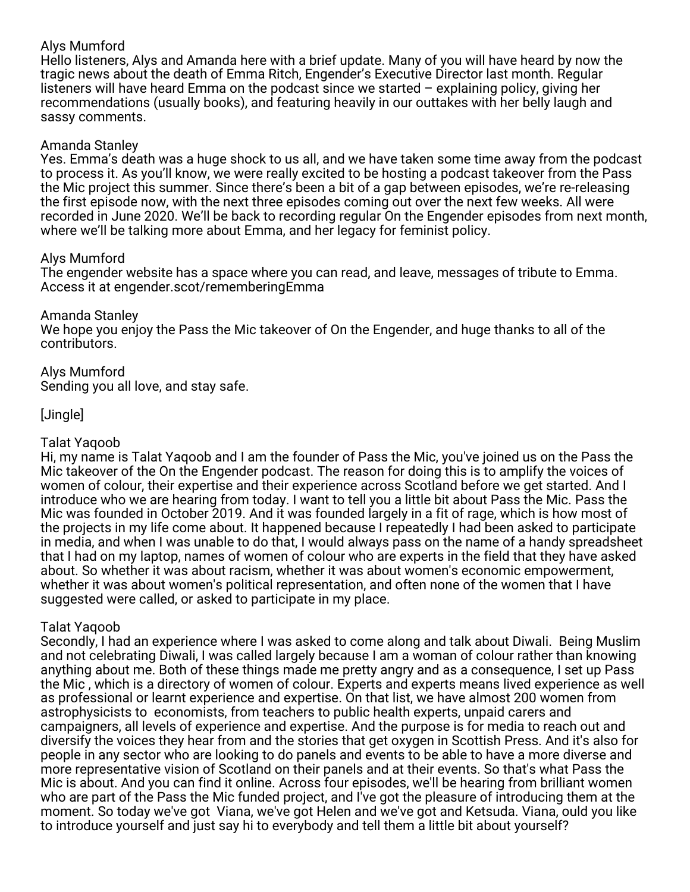Alys Mumford
Hello listeners, Alys and Amanda here with a brief update. Many of you will have heard by now the tragic news about the death of Emma Ritch, Engender's Executive Director last month. Regular listeners will have heard Emma on the podcast since we started – explaining policy, giving her recommendations (usually books), and featuring heavily in our outtakes with her belly laugh and sassy comments.

Amanda Stanley
Yes. Emma's death was a huge shock to us all, and we have taken some time away from the podcast to process it. As you'll know, we were really excited to be hosting a podcast takeover from the Pass the Mic project this summer. Since there's been a bit of a gap between episodes, we're re-releasing the first episode now, with the next three episodes coming out over the next few weeks. All were recorded in June 2020. We'll be back to recording regular On the Engender episodes from next month, where we'll be talking more about Emma, and her legacy for feminist policy.

Alys Mumford
The engender website has a space where you can read, and leave, messages of tribute to Emma. Access it at engender.scot/rememberingEmma

Amanda Stanley
We hope you enjoy the Pass the Mic takeover of On the Engender, and huge thanks to all of the contributors.

Alys Mumford
Sending you all love, and stay safe.

[Jingle]

Talat Yaqoob
Hi, my name is Talat Yaqoob and I am the founder of Pass the Mic, you've joined us on the Pass the Mic takeover of the On the Engender podcast. The reason for doing this is to amplify the voices of women of colour, their expertise and their experience across Scotland before we get started. And I introduce who we are hearing from today. I want to tell you a little bit about Pass the Mic. Pass the Mic was founded in October 2019. And it was founded largely in a fit of rage, which is how most of the projects in my life come about. It happened because I repeatedly I had been asked to participate in media, and when I was unable to do that, I would always pass on the name of a handy spreadsheet that I had on my laptop, names of women of colour who are experts in the field that they have asked about. So whether it was about racism, whether it was about women's economic empowerment, whether it was about women's political representation, and often none of the women that I have suggested were called, or asked to participate in my place.

Talat Yaqoob
Secondly, I had an experience where I was asked to come along and talk about Diwali. Being Muslim and not celebrating Diwali, I was called largely because I am a woman of colour rather than knowing anything about me. Both of these things made me pretty angry and as a consequence, I set up Pass the Mic , which is a directory of women of colour. Experts and experts means lived experience as well as professional or learnt experience and expertise. On that list, we have almost 200 women from astrophysicists to economists, from teachers to public health experts, unpaid carers and campaigners, all levels of experience and expertise. And the purpose is for media to reach out and diversify the voices they hear from and the stories that get oxygen in Scottish Press. And it's also for people in any sector who are looking to do panels and events to be able to have a more diverse and more representative vision of Scotland on their panels and at their events. So that's what Pass the Mic is about. And you can find it online. Across four episodes, we'll be hearing from brilliant women who are part of the Pass the Mic funded project, and I've got the pleasure of introducing them at the moment. So today we've got Viana, we've got Helen and we've got and Ketsuda. Viana, ould you like to introduce yourself and just say hi to everybody and tell them a little bit about yourself?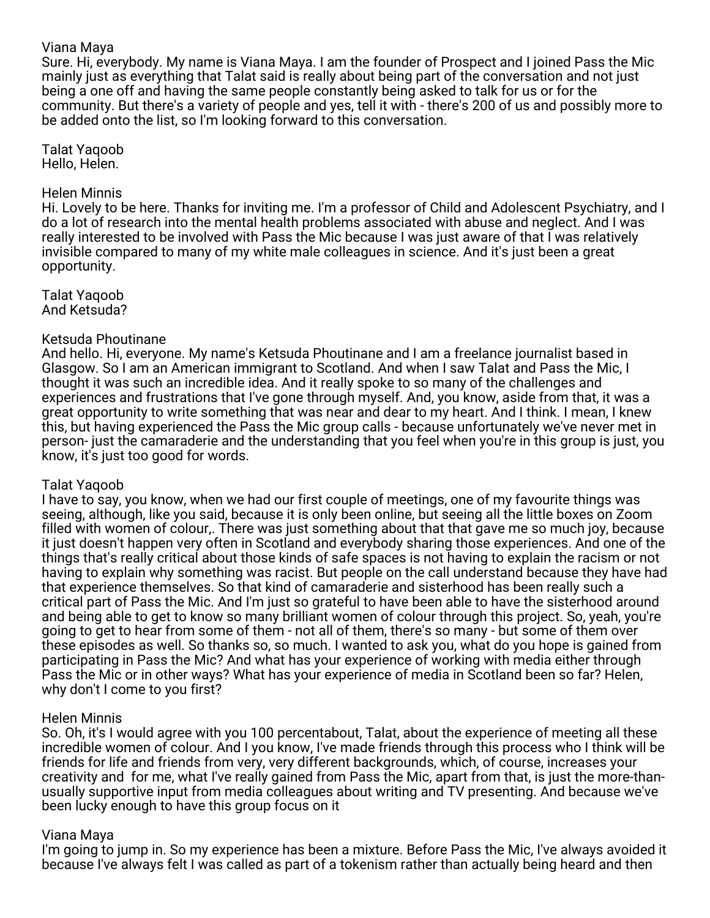Viana Maya
Sure. Hi, everybody. My name is Viana Maya. I am the founder of Prospect and I joined Pass the Mic mainly just as everything that Talat said is really about being part of the conversation and not just being a one off and having the same people constantly being asked to talk for us or for the community. But there's a variety of people and yes, tell it with - there's 200 of us and possibly more to be added onto the list, so I'm looking forward to this conversation.

Talat Yaqoob
Hello, Helen.

Helen Minnis
Hi. Lovely to be here. Thanks for inviting me. I'm a professor of Child and Adolescent Psychiatry, and I do a lot of research into the mental health problems associated with abuse and neglect. And I was really interested to be involved with Pass the Mic because I was just aware of that I was relatively invisible compared to many of my white male colleagues in science. And it's just been a great opportunity.

Talat Yaqoob
And Ketsuda?

Ketsuda Phoutinane
And hello. Hi, everyone. My name's Ketsuda Phoutinane and I am a freelance journalist based in Glasgow. So I am an American immigrant to Scotland. And when I saw Talat and Pass the Mic, I thought it was such an incredible idea. And it really spoke to so many of the challenges and experiences and frustrations that I've gone through myself. And, you know, aside from that, it was a great opportunity to write something that was near and dear to my heart. And I think. I mean, I knew this, but having experienced the Pass the Mic group calls - because unfortunately we've never met in person- just the camaraderie and the understanding that you feel when you're in this group is just, you know, it's just too good for words.

Talat Yaqoob
I have to say, you know, when we had our first couple of meetings, one of my favourite things was seeing, although, like you said, because it is only been online, but seeing all the little boxes on Zoom filled with women of colour,. There was just something about that that gave me so much joy, because it just doesn't happen very often in Scotland and everybody sharing those experiences. And one of the things that's really critical about those kinds of safe spaces is not having to explain the racism or not having to explain why something was racist. But people on the call understand because they have had that experience themselves. So that kind of camaraderie and sisterhood has been really such a critical part of Pass the Mic. And I'm just so grateful to have been able to have the sisterhood around and being able to get to know so many brilliant women of colour through this project. So, yeah, you're going to get to hear from some of them - not all of them, there's so many - but some of them over these episodes as well. So thanks so, so much. I wanted to ask you, what do you hope is gained from participating in Pass the Mic? And what has your experience of working with media either through Pass the Mic or in other ways? What has your experience of media in Scotland been so far? Helen, why don't I come to you first?

Helen Minnis
So. Oh, it's I would agree with you 100 percentabout, Talat, about the experience of meeting all these incredible women of colour. And I you know, I've made friends through this process who I think will be friends for life and friends from very, very different backgrounds, which, of course, increases your creativity and for me, what I've really gained from Pass the Mic, apart from that, is just the more-than-usually supportive input from media colleagues about writing and TV presenting. And because we've been lucky enough to have this group focus on it

Viana Maya
I'm going to jump in. So my experience has been a mixture. Before Pass the Mic, I've always avoided it because I've always felt I was called as part of a tokenism rather than actually being heard and then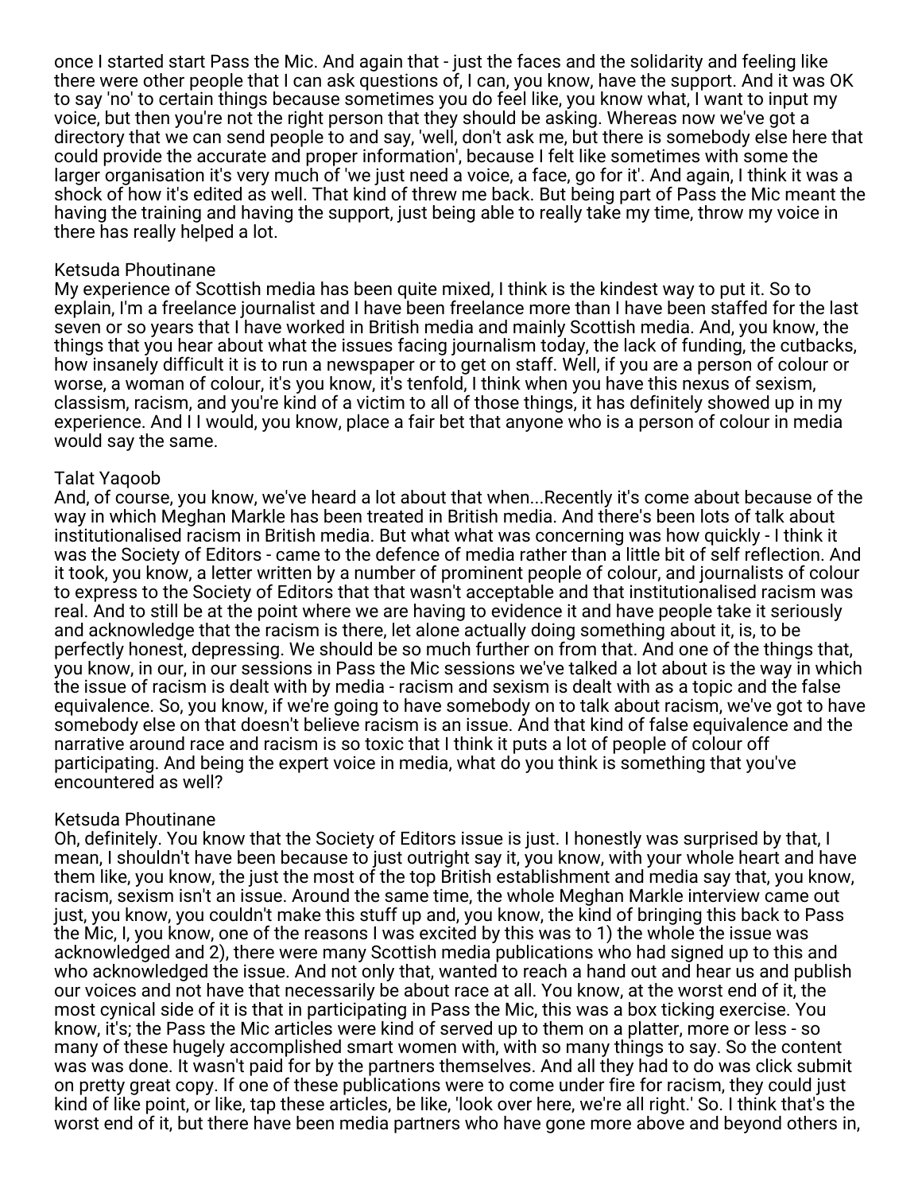once I started start Pass the Mic. And again that - just the faces and the solidarity and feeling like there were other people that I can ask questions of, I can, you know, have the support. And it was OK to say 'no' to certain things because sometimes you do feel like, you know what, I want to input my voice, but then you're not the right person that they should be asking. Whereas now we've got a directory that we can send people to and say, 'well, don't ask me, but there is somebody else here that could provide the accurate and proper information', because I felt like sometimes with some the larger organisation it's very much of 'we just need a voice, a face, go for it'. And again, I think it was a shock of how it's edited as well. That kind of threw me back. But being part of Pass the Mic meant the having the training and having the support, just being able to really take my time, throw my voice in there has really helped a lot.

Ketsuda Phoutinane
My experience of Scottish media has been quite mixed, I think is the kindest way to put it. So to explain, I'm a freelance journalist and I have been freelance more than I have been staffed for the last seven or so years that I have worked in British media and mainly Scottish media. And, you know, the things that you hear about what the issues facing journalism today, the lack of funding, the cutbacks, how insanely difficult it is to run a newspaper or to get on staff. Well, if you are a person of colour or worse, a woman of colour, it's you know, it's tenfold, I think when you have this nexus of sexism, classism, racism, and you're kind of a victim to all of those things, it has definitely showed up in my experience. And I I would, you know, place a fair bet that anyone who is a person of colour in media would say the same.

Talat Yaqoob
And, of course, you know, we've heard a lot about that when...Recently it's come about because of the way in which Meghan Markle has been treated in British media. And there's been lots of talk about institutionalised racism in British media. But what what was concerning was how quickly - I think it was the Society of Editors - came to the defence of media rather than a little bit of self reflection. And it took, you know, a letter written by a number of prominent people of colour, and journalists of colour to express to the Society of Editors that that wasn't acceptable and that institutionalised racism was real. And to still be at the point where we are having to evidence it and have people take it seriously and acknowledge that the racism is there, let alone actually doing something about it, is, to be perfectly honest, depressing. We should be so much further on from that. And one of the things that, you know, in our, in our sessions in Pass the Mic sessions we've talked a lot about is the way in which the issue of racism is dealt with by media - racism and sexism is dealt with as a topic and the false equivalence. So, you know, if we're going to have somebody on to talk about racism, we've got to have somebody else on that doesn't believe racism is an issue. And that kind of false equivalence and the narrative around race and racism is so toxic that I think it puts a lot of people of colour off participating. And being the expert voice in media, what do you think is something that you've encountered as well?

Ketsuda Phoutinane
Oh, definitely. You know that the Society of Editors issue is just. I honestly was surprised by that, I mean, I shouldn't have been because to just outright say it, you know, with your whole heart and have them like, you know, the just the most of the top British establishment and media say that, you know, racism, sexism isn't an issue. Around the same time, the whole Meghan Markle interview came out just, you know, you couldn't make this stuff up and, you know, the kind of bringing this back to Pass the Mic, I, you know, one of the reasons I was excited by this was to 1) the whole the issue was acknowledged and 2), there were many Scottish media publications who had signed up to this and who acknowledged the issue. And not only that, wanted to reach a hand out and hear us and publish our voices and not have that necessarily be about race at all. You know, at the worst end of it, the most cynical side of it is that in participating in Pass the Mic, this was a box ticking exercise. You know, it's; the Pass the Mic articles were kind of served up to them on a platter, more or less - so many of these hugely accomplished smart women with, with so many things to say. So the content was was done. It wasn't paid for by the partners themselves. And all they had to do was click submit on pretty great copy. If one of these publications were to come under fire for racism, they could just kind of like point, or like, tap these articles, be like, 'look over here, we're all right.' So. I think that's the worst end of it, but there have been media partners who have gone more above and beyond others in,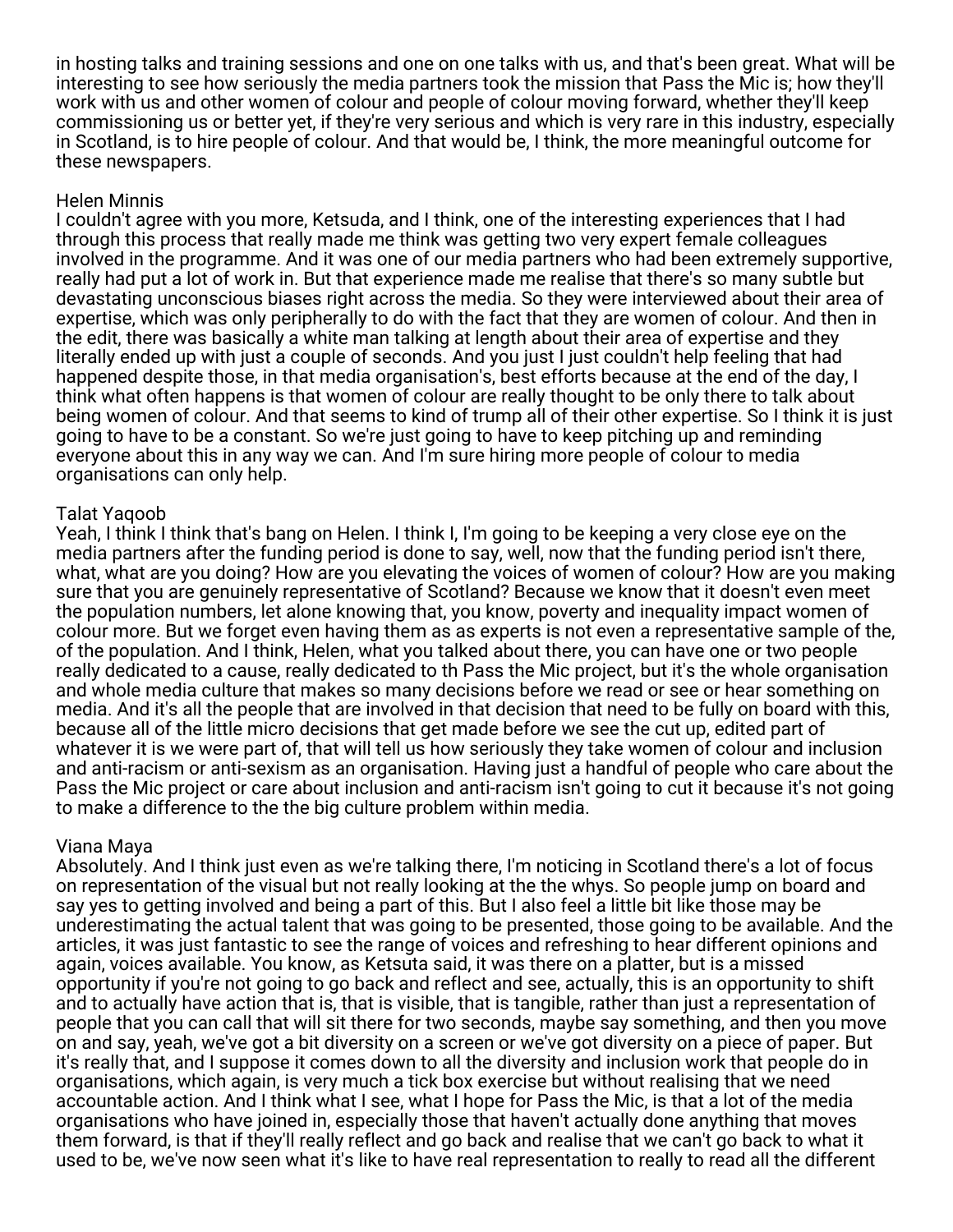in hosting talks and training sessions and one on one talks with us, and that's been great. What will be interesting to see how seriously the media partners took the mission that Pass the Mic is; how they'll work with us and other women of colour and people of colour moving forward, whether they'll keep commissioning us or better yet, if they're very serious and which is very rare in this industry, especially in Scotland, is to hire people of colour. And that would be, I think, the more meaningful outcome for these newspapers.

Helen Minnis
I couldn't agree with you more, Ketsuda, and I think, one of the interesting experiences that I had through this process that really made me think was getting two very expert female colleagues involved in the programme. And it was one of our media partners who had been extremely supportive, really had put a lot of work in. But that experience made me realise that there's so many subtle but devastating unconscious biases right across the media. So they were interviewed about their area of expertise, which was only peripherally to do with the fact that they are women of colour. And then in the edit, there was basically a white man talking at length about their area of expertise and they literally ended up with just a couple of seconds. And you just I just couldn't help feeling that had happened despite those, in that media organisation's, best efforts because at the end of the day, I think what often happens is that women of colour are really thought to be only there to talk about being women of colour. And that seems to kind of trump all of their other expertise. So I think it is just going to have to be a constant. So we're just going to have to keep pitching up and reminding everyone about this in any way we can. And I'm sure hiring more people of colour to media organisations can only help.

Talat Yaqoob
Yeah, I think I think that's bang on Helen. I think I, I'm going to be keeping a very close eye on the media partners after the funding period is done to say, well, now that the funding period isn't there, what, what are you doing? How are you elevating the voices of women of colour? How are you making sure that you are genuinely representative of Scotland? Because we know that it doesn't even meet the population numbers, let alone knowing that, you know, poverty and inequality impact women of colour more. But we forget even having them as as experts is not even a representative sample of the, of the population. And I think, Helen, what you talked about there, you can have one or two people really dedicated to a cause, really dedicated to th Pass the Mic project, but it's the whole organisation and whole media culture that makes so many decisions before we read or see or hear something on media. And it's all the people that are involved in that decision that need to be fully on board with this, because all of the little micro decisions that get made before we see the cut up, edited part of whatever it is we were part of, that will tell us how seriously they take women of colour and inclusion and anti-racism or anti-sexism as an organisation. Having just a handful of people who care about the Pass the Mic project or care about inclusion and anti-racism isn't going to cut it because it's not going to make a difference to the the big culture problem within media.

Viana Maya
Absolutely. And I think just even as we're talking there, I'm noticing in Scotland there's a lot of focus on representation of the visual but not really looking at the the whys. So people jump on board and say yes to getting involved and being a part of this. But I also feel a little bit like those may be underestimating the actual talent that was going to be presented, those going to be available. And the articles, it was just fantastic to see the range of voices and refreshing to hear different opinions and again, voices available. You know, as Ketsuta said, it was there on a platter, but is a missed opportunity if you're not going to go back and reflect and see, actually, this is an opportunity to shift and to actually have action that is, that is visible, that is tangible, rather than just a representation of people that you can call that will sit there for two seconds, maybe say something, and then you move on and say, yeah, we've got a bit diversity on a screen or we've got diversity on a piece of paper. But it's really that, and I suppose it comes down to all the diversity and inclusion work that people do in organisations, which again, is very much a tick box exercise but without realising that we need accountable action. And I think what I see, what I hope for Pass the Mic, is that a lot of the media organisations who have joined in, especially those that haven't actually done anything that moves them forward, is that if they'll really reflect and go back and realise that we can't go back to what it used to be, we've now seen what it's like to have real representation to really to read all the different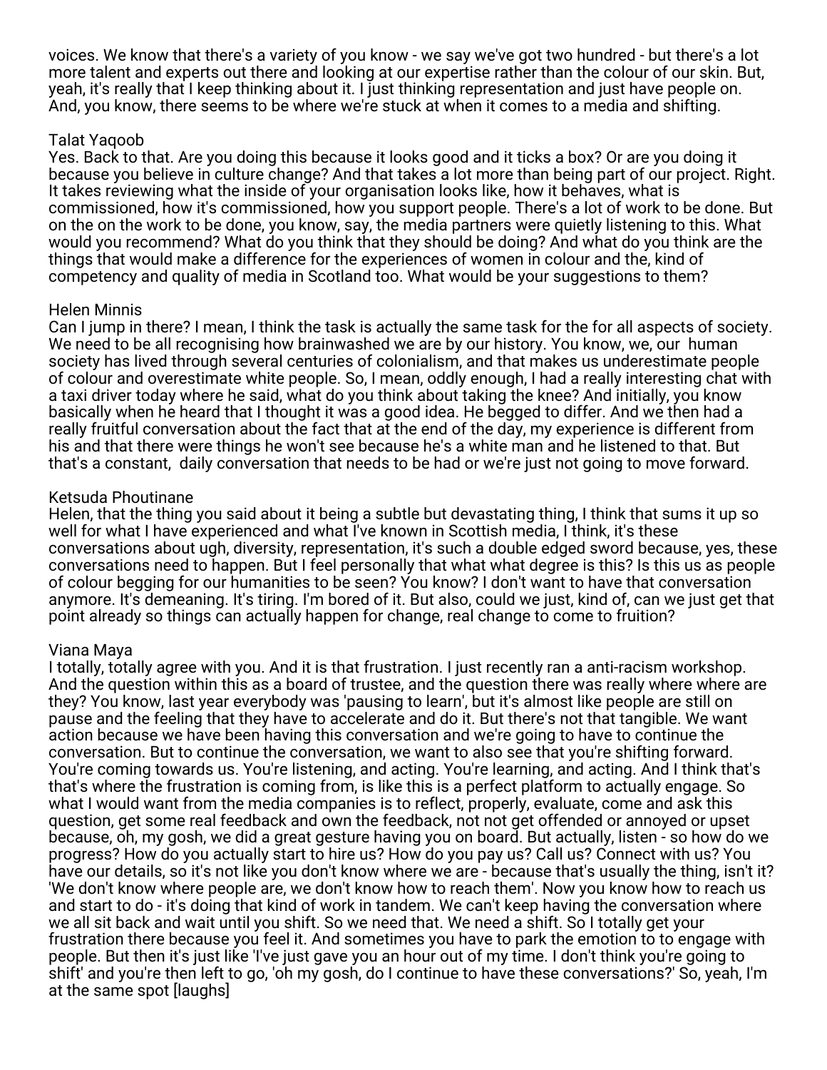voices. We know that there's a variety of you know - we say we've got two hundred - but there's a lot more talent and experts out there and looking at our expertise rather than the colour of our skin. But, yeah, it's really that I keep thinking about it. I just thinking representation and just have people on. And, you know, there seems to be where we're stuck at when it comes to a media and shifting.

Talat Yaqoob
Yes. Back to that. Are you doing this because it looks good and it ticks a box? Or are you doing it because you believe in culture change? And that takes a lot more than being part of our project. Right. It takes reviewing what the inside of your organisation looks like, how it behaves, what is commissioned, how it's commissioned, how you support people. There's a lot of work to be done. But on the on the work to be done, you know, say, the media partners were quietly listening to this. What would you recommend? What do you think that they should be doing? And what do you think are the things that would make a difference for the experiences of women in colour and the, kind of competency and quality of media in Scotland too. What would be your suggestions to them?

Helen Minnis
Can I jump in there? I mean, I think the task is actually the same task for the for all aspects of society. We need to be all recognising how brainwashed we are by our history. You know, we, our human society has lived through several centuries of colonialism, and that makes us underestimate people of colour and overestimate white people. So, I mean, oddly enough, I had a really interesting chat with a taxi driver today where he said, what do you think about taking the knee? And initially, you know basically when he heard that I thought it was a good idea. He begged to differ. And we then had a really fruitful conversation about the fact that at the end of the day, my experience is different from his and that there were things he won't see because he's a white man and he listened to that. But that's a constant, daily conversation that needs to be had or we're just not going to move forward.

Ketsuda Phoutinane
Helen, that the thing you said about it being a subtle but devastating thing, I think that sums it up so well for what I have experienced and what I've known in Scottish media, I think, it's these conversations about ugh, diversity, representation, it's such a double edged sword because, yes, these conversations need to happen. But I feel personally that what what degree is this? Is this us as people of colour begging for our humanities to be seen? You know? I don't want to have that conversation anymore. It's demeaning. It's tiring. I'm bored of it. But also, could we just, kind of, can we just get that point already so things can actually happen for change, real change to come to fruition?

Viana Maya
I totally, totally agree with you. And it is that frustration. I just recently ran a anti-racism workshop. And the question within this as a board of trustee, and the question there was really where where are they? You know, last year everybody was 'pausing to learn', but it's almost like people are still on pause and the feeling that they have to accelerate and do it. But there's not that tangible. We want action because we have been having this conversation and we're going to have to continue the conversation. But to continue the conversation, we want to also see that you're shifting forward. You're coming towards us. You're listening, and acting. You're learning, and acting. And I think that's that's where the frustration is coming from, is like this is a perfect platform to actually engage. So what I would want from the media companies is to reflect, properly, evaluate, come and ask this question, get some real feedback and own the feedback, not not get offended or annoyed or upset because, oh, my gosh, we did a great gesture having you on board. But actually, listen - so how do we progress? How do you actually start to hire us? How do you pay us? Call us? Connect with us? You have our details, so it's not like you don't know where we are - because that's usually the thing, isn't it? 'We don't know where people are, we don't know how to reach them'. Now you know how to reach us and start to do - it's doing that kind of work in tandem. We can't keep having the conversation where we all sit back and wait until you shift. So we need that. We need a shift. So I totally get your frustration there because you feel it. And sometimes you have to park the emotion to to engage with people. But then it's just like 'I've just gave you an hour out of my time. I don't think you're going to shift' and you're then left to go, 'oh my gosh, do I continue to have these conversations?' So, yeah, I'm at the same spot [laughs]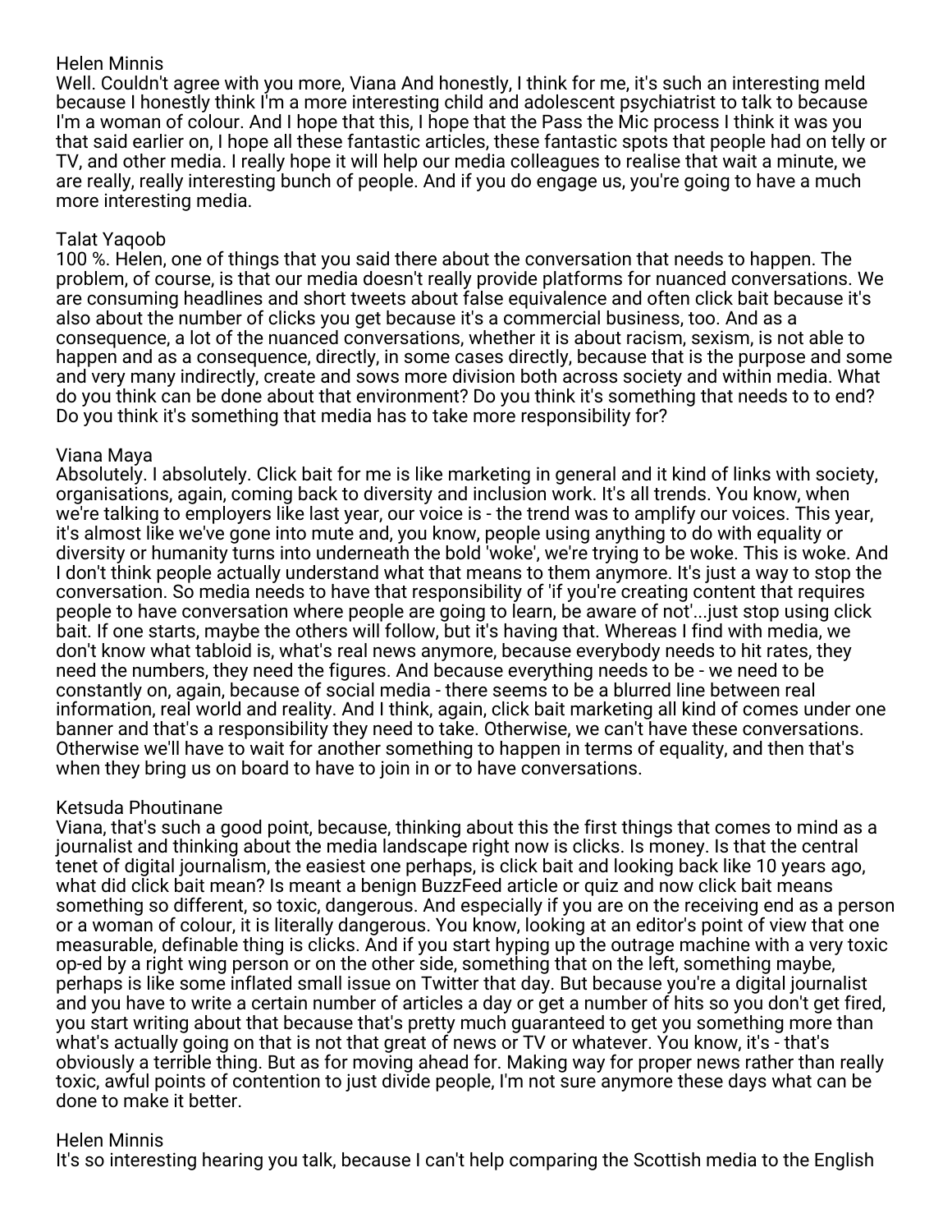Helen Minnis
Well. Couldn't agree with you more, Viana And honestly, I think for me, it's such an interesting meld because I honestly think I'm a more interesting child and adolescent psychiatrist to talk to because I'm a woman of colour. And I hope that this, I hope that the Pass the Mic process I think it was you that said earlier on, I hope all these fantastic articles, these fantastic spots that people had on telly or TV, and other media. I really hope it will help our media colleagues to realise that wait a minute, we are really, really interesting bunch of people. And if you do engage us, you're going to have a much more interesting media.

Talat Yaqoob
100 %. Helen, one of things that you said there about the conversation that needs to happen. The problem, of course, is that our media doesn't really provide platforms for nuanced conversations. We are consuming headlines and short tweets about false equivalence and often click bait because it's also about the number of clicks you get because it's a commercial business, too. And as a consequence, a lot of the nuanced conversations, whether it is about racism, sexism, is not able to happen and as a consequence, directly, in some cases directly, because that is the purpose and some and very many indirectly, create and sows more division both across society and within media. What do you think can be done about that environment? Do you think it's something that needs to to end? Do you think it's something that media has to take more responsibility for?

Viana Maya
Absolutely. I absolutely. Click bait for me is like marketing in general and it kind of links with society, organisations, again, coming back to diversity and inclusion work. It's all trends. You know, when we're talking to employers like last year, our voice is - the trend was to amplify our voices. This year, it's almost like we've gone into mute and, you know, people using anything to do with equality or diversity or humanity turns into underneath the bold 'woke', we're trying to be woke. This is woke. And I don't think people actually understand what that means to them anymore. It's just a way to stop the conversation. So media needs to have that responsibility of 'if you're creating content that requires people to have conversation where people are going to learn, be aware of not'...just stop using click bait. If one starts, maybe the others will follow, but it's having that. Whereas I find with media, we don't know what tabloid is, what's real news anymore, because everybody needs to hit rates, they need the numbers, they need the figures. And because everything needs to be - we need to be constantly on, again, because of social media - there seems to be a blurred line between real information, real world and reality. And I think, again, click bait marketing all kind of comes under one banner and that's a responsibility they need to take. Otherwise, we can't have these conversations. Otherwise we'll have to wait for another something to happen in terms of equality, and then that's when they bring us on board to have to join in or to have conversations.

Ketsuda Phoutinane
Viana, that's such a good point, because, thinking about this the first things that comes to mind as a journalist and thinking about the media landscape right now is clicks. Is money. Is that the central tenet of digital journalism, the easiest one perhaps, is click bait and looking back like 10 years ago, what did click bait mean? Is meant a benign BuzzFeed article or quiz and now click bait means something so different, so toxic, dangerous. And especially if you are on the receiving end as a person or a woman of colour, it is literally dangerous. You know, looking at an editor's point of view that one measurable, definable thing is clicks. And if you start hyping up the outrage machine with a very toxic op-ed by a right wing person or on the other side, something that on the left, something maybe, perhaps is like some inflated small issue on Twitter that day. But because you're a digital journalist and you have to write a certain number of articles a day or get a number of hits so you don't get fired, you start writing about that because that's pretty much guaranteed to get you something more than what's actually going on that is not that great of news or TV or whatever. You know, it's - that's obviously a terrible thing. But as for moving ahead for. Making way for proper news rather than really toxic, awful points of contention to just divide people, I'm not sure anymore these days what can be done to make it better.

Helen Minnis
It's so interesting hearing you talk, because I can't help comparing the Scottish media to the English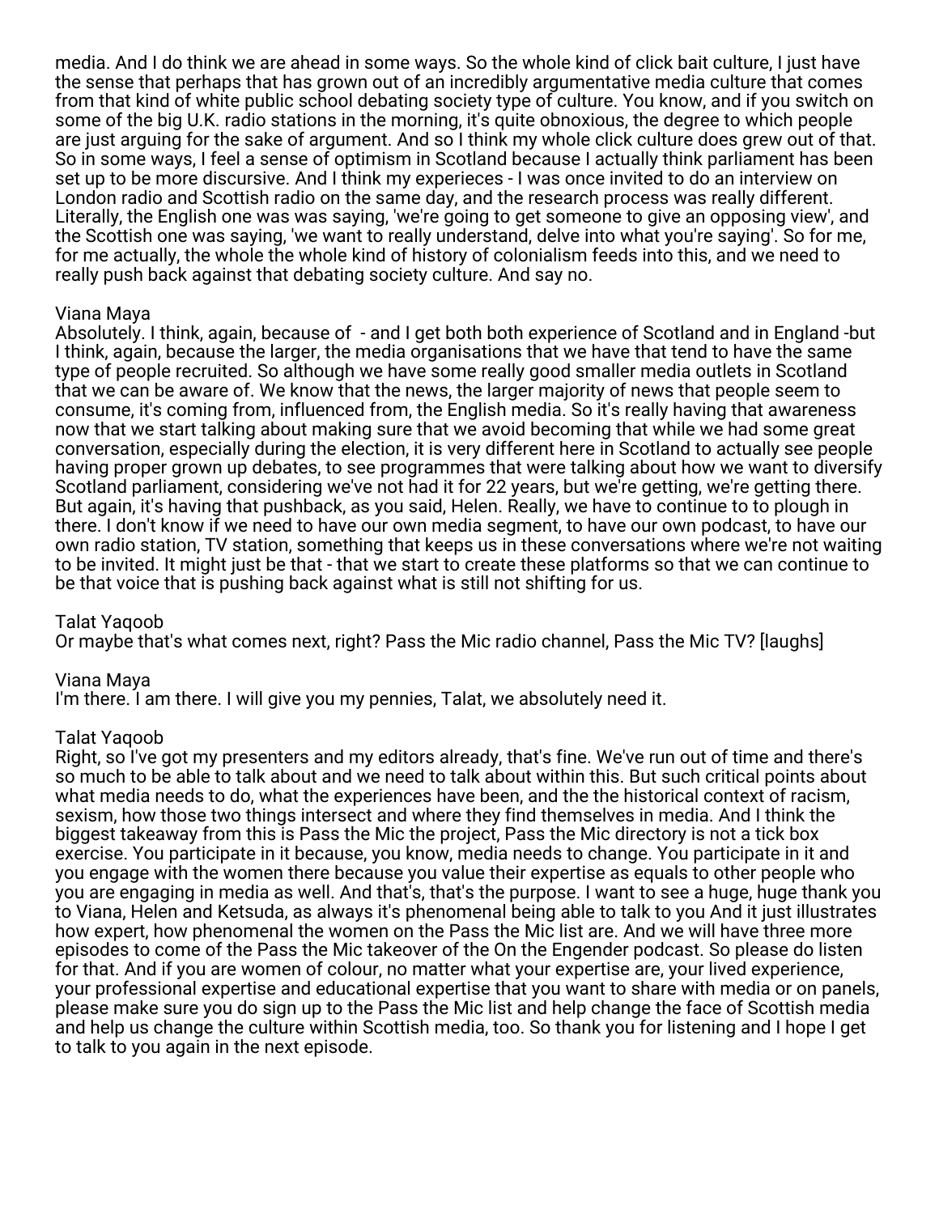media. And I do think we are ahead in some ways. So the whole kind of click bait culture, I just have the sense that perhaps that has grown out of an incredibly argumentative media culture that comes from that kind of white public school debating society type of culture. You know, and if you switch on some of the big U.K. radio stations in the morning, it's quite obnoxious, the degree to which people are just arguing for the sake of argument. And so I think my whole click culture does grew out of that. So in some ways, I feel a sense of optimism in Scotland because I actually think parliament has been set up to be more discursive. And I think my experieces - I was once invited to do an interview on London radio and Scottish radio on the same day, and the research process was really different. Literally, the English one was was saying, 'we're going to get someone to give an opposing view', and the Scottish one was saying, 'we want to really understand, delve into what you're saying'. So for me, for me actually, the whole the whole kind of history of colonialism feeds into this, and we need to really push back against that debating society culture. And say no.

Viana Maya
Absolutely. I think, again, because of  - and I get both both experience of Scotland and in England -but I think, again, because the larger, the media organisations that we have that tend to have the same type of people recruited. So although we have some really good smaller media outlets in Scotland that we can be aware of. We know that the news, the larger majority of news that people seem to consume, it's coming from, influenced from, the English media. So it's really having that awareness now that we start talking about making sure that we avoid becoming that while we had some great conversation, especially during the election, it is very different here in Scotland to actually see people having proper grown up debates, to see programmes that were talking about how we want to diversify Scotland parliament, considering we've not had it for 22 years, but we're getting, we're getting there. But again, it's having that pushback, as you said, Helen. Really, we have to continue to to plough in there. I don't know if we need to have our own media segment, to have our own podcast, to have our own radio station, TV station, something that keeps us in these conversations where we're not waiting to be invited. It might just be that - that we start to create these platforms so that we can continue to be that voice that is pushing back against what is still not shifting for us.

Talat Yaqoob
Or maybe that's what comes next, right? Pass the Mic radio channel, Pass the Mic TV? [laughs]

Viana Maya
I'm there. I am there. I will give you my pennies, Talat, we absolutely need it.

Talat Yaqoob
Right, so I've got my presenters and my editors already, that's fine. We've run out of time and there's so much to be able to talk about and we need to talk about within this. But such critical points about what media needs to do, what the experiences have been, and the the historical context of racism, sexism, how those two things intersect and where they find themselves in media. And I think the biggest takeaway from this is Pass the Mic the project, Pass the Mic directory is not a tick box exercise. You participate in it because, you know, media needs to change. You participate in it and you engage with the women there because you value their expertise as equals to other people who you are engaging in media as well. And that's, that's the purpose. I want to see a huge, huge thank you to Viana, Helen and Ketsuda, as always it's phenomenal being able to talk to you And it just illustrates how expert, how phenomenal the women on the Pass the Mic list are. And we will have three more episodes to come of the Pass the Mic takeover of the On the Engender podcast. So please do listen for that. And if you are women of colour, no matter what your expertise are, your lived experience, your professional expertise and educational expertise that you want to share with media or on panels, please make sure you do sign up to the Pass the Mic list and help change the face of Scottish media and help us change the culture within Scottish media, too. So thank you for listening and I hope I get to talk to you again in the next episode.